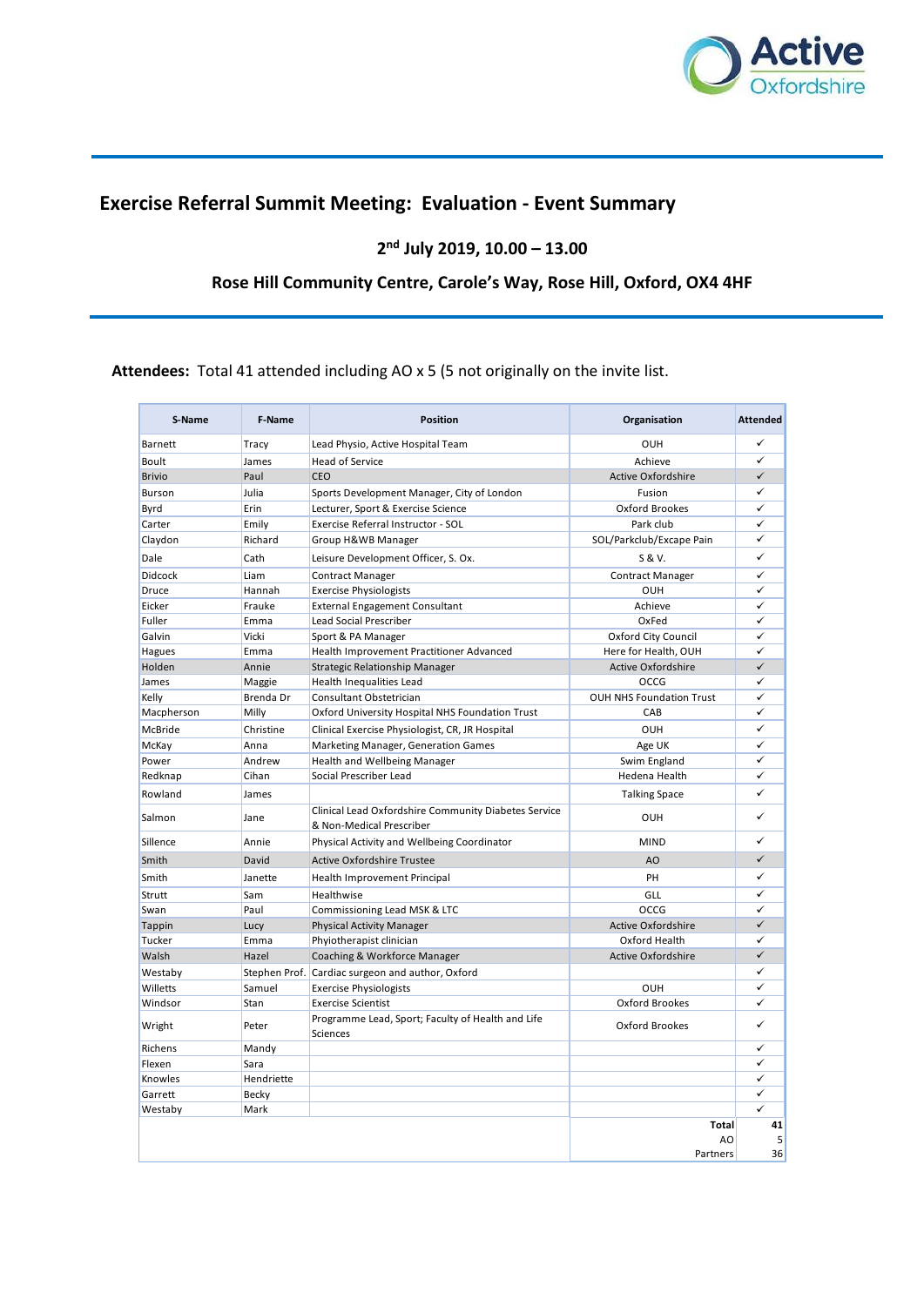# Exercise Referral Summit Meeting: Evaluation - Event Summary

**2nd July 2019, 10.00 – 13.00**

**Rose Hill Community Centre, Carole's Way, Rose Hill, Oxford, OX4 4HF**

**Attendees:** Total 41 attended including AO x 5 (5 not originally on the invite list.

| S-Name | F-Name | Position | Organisation | Attended |
|---|---|---|---|---|
| Barnett | Tracy | Lead Physio, Active Hospital Team | OUH | ✓ |
| Boult | James | Head of Service | Achieve | ✓ |
| Brivio | Paul | CEO | Active Oxfordshire | ✓ |
| Burson | Julia | Sports Development Manager, City of London | Fusion | ✓ |
| Byrd | Erin | Lecturer, Sport & Exercise Science | Oxford Brookes | ✓ |
| Carter | Emily | Exercise Referral Instructor - SOL | Park club | ✓ |
| Claydon | Richard | Group H&WB Manager | SOL/Parkclub/Excape Pain | ✓ |
| Dale | Cath | Leisure Development Officer, S. Ox. | S & V. | ✓ |
| Didcock | Liam | Contract Manager | Contract Manager | ✓ |
| Druce | Hannah | Exercise Physiologists | OUH | ✓ |
| Eicker | Frauke | External Engagement Consultant | Achieve | ✓ |
| Fuller | Emma | Lead Social Prescriber | OxFed | ✓ |
| Galvin | Vicki | Sport & PA Manager | Oxford City Council | ✓ |
| Hagues | Emma | Health Improvement Practitioner Advanced | Here for Health, OUH | ✓ |
| Holden | Annie | Strategic Relationship Manager | Active Oxfordshire | ✓ |
| James | Maggie | Health Inequalities Lead | OCCG | ✓ |
| Kelly | Brenda Dr | Consultant Obstetrician | OUH NHS Foundation Trust | ✓ |
| Macpherson | Milly | Oxford University Hospital NHS Foundation Trust | CAB | ✓ |
| McBride | Christine | Clinical Exercise Physiologist, CR, JR Hospital | OUH | ✓ |
| McKay | Anna | Marketing Manager, Generation Games | Age UK | ✓ |
| Power | Andrew | Health and Wellbeing Manager | Swim England | ✓ |
| Redknap | Cihan | Social Prescriber Lead | Hedena Health | ✓ |
| Rowland | James | | Talking Space | ✓ |
| Salmon | Jane | Clinical Lead Oxfordshire Community Diabetes Service & Non-Medical Prescriber | OUH | ✓ |
| Sillence | Annie | Physical Activity and Wellbeing Coordinator | MIND | ✓ |
| Smith | David | Active Oxfordshire Trustee | AO | ✓ |
| Smith | Janette | Health Improvement Principal | PH | ✓ |
| Strutt | Sam | Healthwise | GLL | ✓ |
| Swan | Paul | Commissioning Lead MSK & LTC | OCCG | ✓ |
| Tappin | Lucy | Physical Activity Manager | Active Oxfordshire | ✓ |
| Tucker | Emma | Phyiotherapist clinician | Oxford Health | ✓ |
| Walsh | Hazel | Coaching & Workforce Manager | Active Oxfordshire | ✓ |
| Westaby | Stephen Prof. | Cardiac surgeon and author, Oxford | | ✓ |
| Willetts | Samuel | Exercise Physiologists | OUH | ✓ |
| Windsor | Stan | Exercise Scientist | Oxford Brookes | ✓ |
| Wright | Peter | Programme Lead, Sport; Faculty of Health and Life Sciences | Oxford Brookes | ✓ |
| Richens | Mandy | | | ✓ |
| Flexen | Sara | | | ✓ |
| Knowles | Hendriette | | | ✓ |
| Garrett | Becky | | | ✓ |
| Westaby | Mark | | | ✓ |
| | | | Total | 41 |
| | | | AO | 5 |
| | | | Partners | 36 |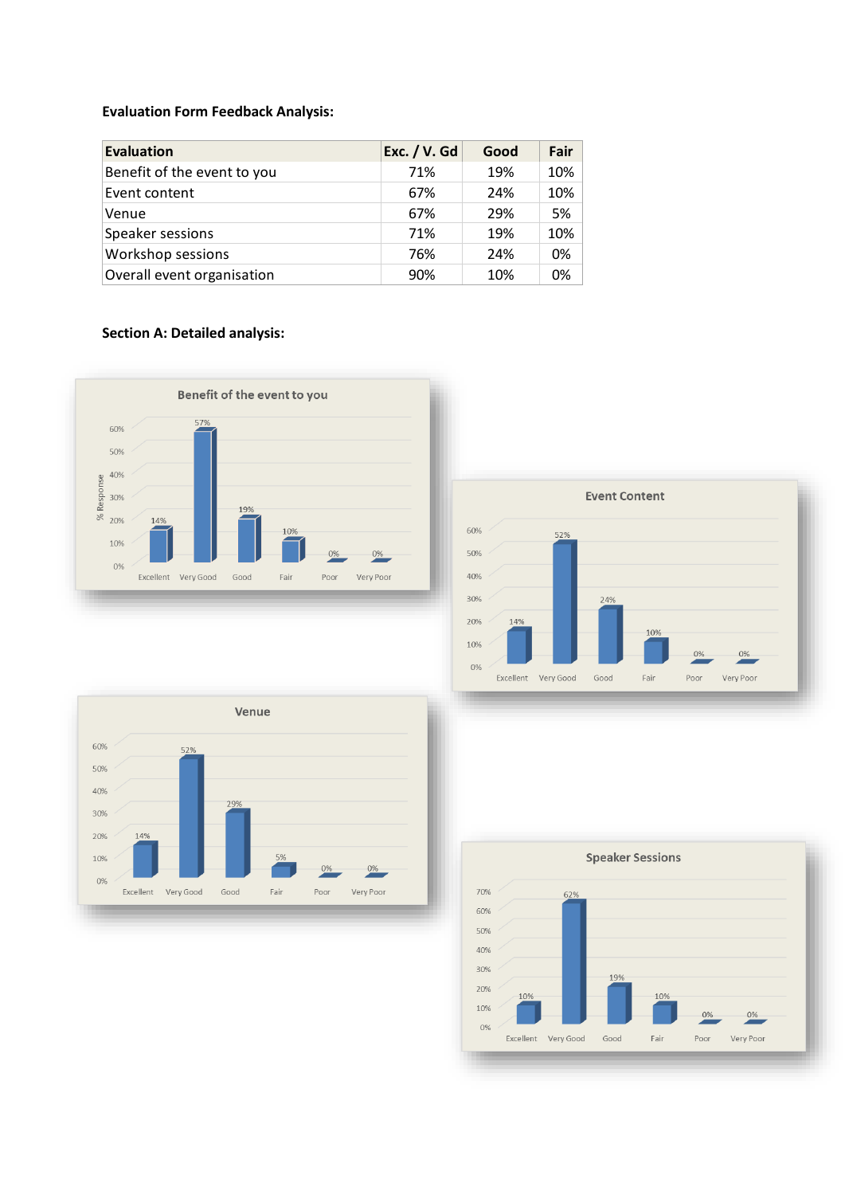**Evaluation Form Feedback Analysis:**

| Evaluation | Exc. / V. Gd | Good | Fair |
|---|---|---|---|
| Benefit of the event to you | 71% | 19% | 10% |
| Event content | 67% | 24% | 10% |
| Venue | 67% | 29% | 5% |
| Speaker sessions | 71% | 19% | 10% |
| Workshop sessions | 76% | 24% | 0% |
| Overall event organisation | 90% | 10% | 0% |

**Section A: Detailed analysis:**

**Benefit of the event to you**

| Excellent | Very Good | Good | Fair | Poor | Very Poor |
|---|---|---|---|---|---|
| 14% | 57% | 19% | 10% | 0% | 0% |

**Event Content**

| Excellent | Very Good | Good | Fair | Poor | Very Poor |
|---|---|---|---|---|---|
| 14% | 52% | 24% | 10% | 0% | 0% |

**Venue**

| Excellent | Very Good | Good | Fair | Poor | Very Poor |
|---|---|---|---|---|---|
| 14% | 52% | 29% | 5% | 0% | 0% |

**Speaker Sessions**

| Excellent | Very Good | Good | Fair | Poor | Very Poor |
|---|---|---|---|---|---|
| 10% | 62% | 19% | 10% | 0% | 0% |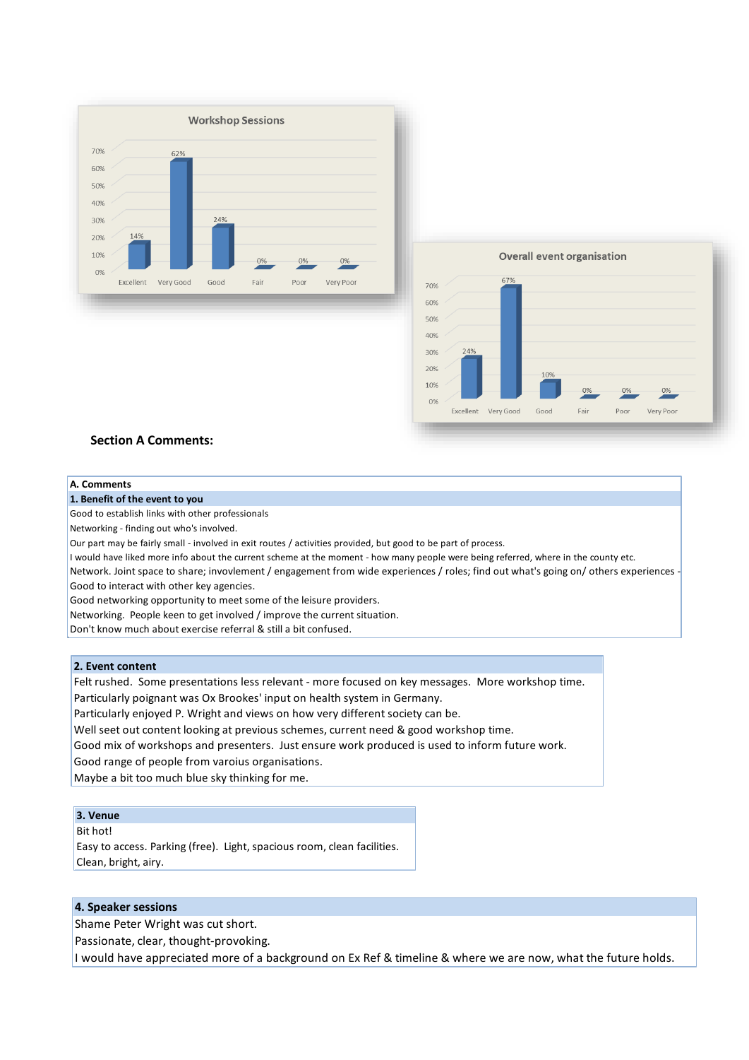**Workshop Sessions**

| Rating | % |
|---|---|
| Excellent | 14% |
| Very Good | 62% |
| Good | 24% |
| Fair | 0% |
| Poor | 0% |
| Very Poor | 0% |

**Overall event organisation**

| Rating | % |
|---|---|
| Excellent | 24% |
| Very Good | 67% |
| Good | 10% |
| Fair | 0% |
| Poor | 0% |
| Very Poor | 0% |

**Section A Comments:**

| A. Comments |
|---|
| **1. Benefit of the event to you** |
| Good to establish links with other professionals |
| Networking - finding out who's involved. |
| Our part may be fairly small - involved in exit routes / activities provided, but good to be part of process. |
| I would have liked more info about the current scheme at the moment - how many people were being referred, where in the county etc. |
| Network. Joint space to share; invovlement / engagement from wide experiences / roles; find out what's going on/ others experiences - |
| Good to interact with other key agencies. |
| Good networking opportunity to meet some of the leisure providers. |
| Networking. People keen to get involved / improve the current situation. |
| Don't know much about exercise referral & still a bit confused. |

| 2. Event content |
|---|
| Felt rushed. Some presentations less relevant - more focused on key messages. More workshop time. |
| Particularly poignant was Ox Brookes' input on health system in Germany. |
| Particularly enjoyed P. Wright and views on how very different society can be. |
| Well seet out content looking at previous schemes, current need & good workshop time. |
| Good mix of workshops and presenters. Just ensure work produced is used to inform future work. |
| Good range of people from varoius organisations. |
| Maybe a bit too much blue sky thinking for me. |

| 3. Venue |
|---|
| Bit hot! |
| Easy to access. Parking (free). Light, spacious room, clean facilities. |
| Clean, bright, airy. |

| 4. Speaker sessions |
|---|
| Shame Peter Wright was cut short. |
| Passionate, clear, thought-provoking. |
| I would have appreciated more of a background on Ex Ref & timeline & where we are now, what the future holds. |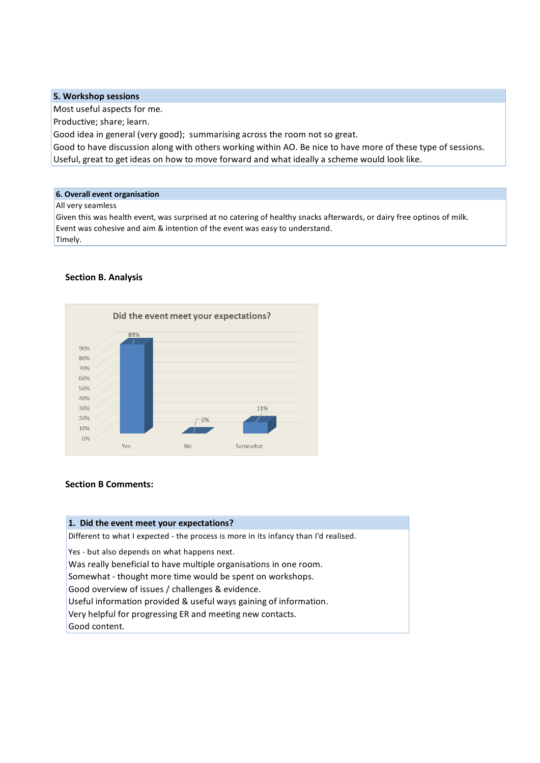| 5. Workshop sessions |
| --- |
| Most useful aspects for me. |
| Productive; share; learn. |
| Good idea in general (very good);  summarising across the room not so great. |
| Good to have discussion along with others working within AO. Be nice to have more of these type of sessions. |
| Useful, great to get ideas on how to move forward and what ideally a scheme would look like. |

| 6. Overall event organisation |
| --- |
| All very seamless |
| Given this was health event, was surprised at no catering of healthy snacks afterwards, or dairy free optinos of milk. |
| Event was cohesive and aim & intention of the event was easy to understand. |
| Timely. |

**Section B. Analysis**

**Did the event meet your expectations?**

| Response | Percentage |
| --- | --- |
| Yes | 89% |
| No | 0% |
| Somewhat | 11% |

**Section B Comments:**

| 1. Did the event meet your expectations? |
| --- |
| Different to what I expected - the process is more in its infancy than I'd realised. |
| Yes - but also depends on what happens next. |
| Was really beneficial to have multiple organisations in one room. |
| Somewhat - thought more time would be spent on workshops. |
| Good overview of issues / challenges & evidence. |
| Useful information provided & useful ways gaining of information. |
| Very helpful for progressing ER and meeting new contacts. |
| Good content. |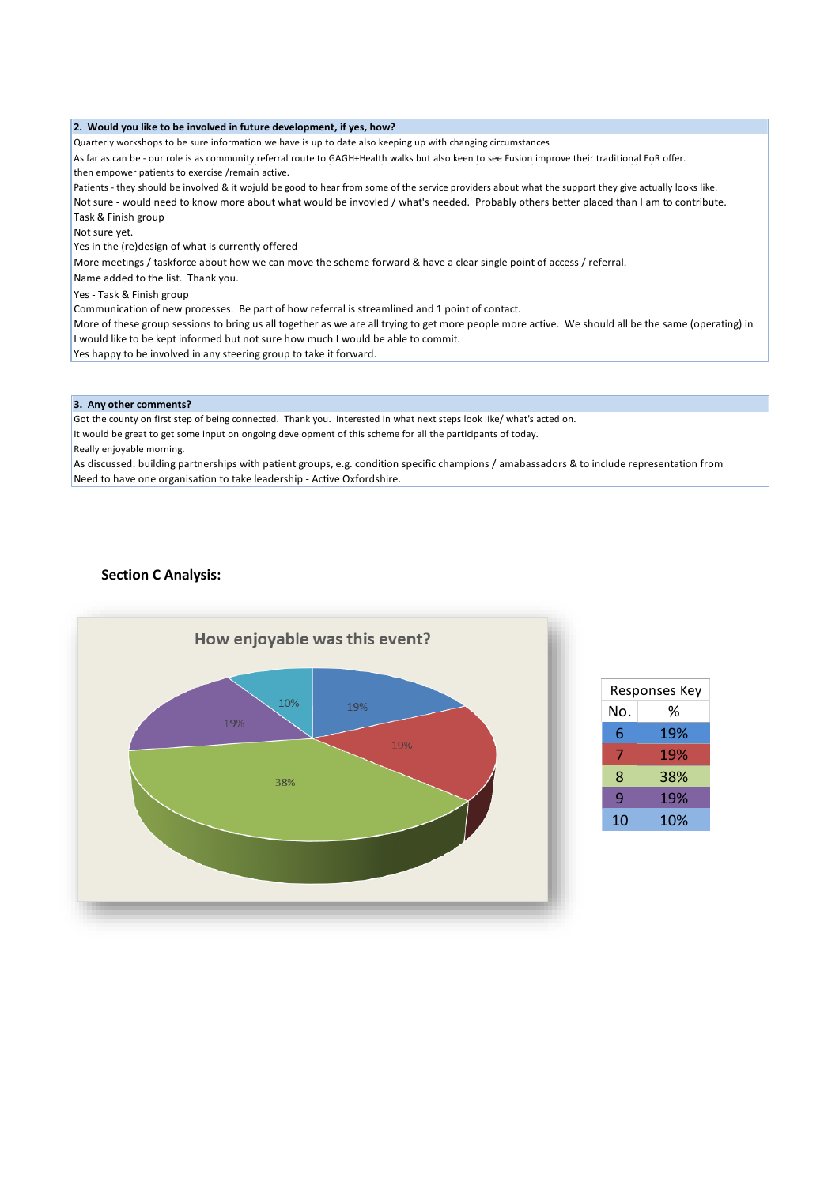| 2. Would you like to be involved in future development, if yes, how? |
|---|
| Quarterly workshops to be sure information we have is up to date also keeping up with changing circumstances |
| As far as can be - our role is as community referral route to GAGH+Health walks but also keen to see Fusion improve their traditional EoR offer. |
| then empower patients to exercise /remain active. |
| Patients - they should be involved & it wojuld be good to hear from some of the service providers about what the support they give actually looks like. |
| Not sure - would need to know more about what would be invovled / what's needed. Probably others better placed than I am to contribute. |
| Task & Finish group |
| Not sure yet. |
| Yes in the (re)design of what is currently offered |
| More meetings / taskforce about how we can move the scheme forward & have a clear single point of access / referral. |
| Name added to the list. Thank you. |
| Yes - Task & Finish group |
| Communication of new processes. Be part of how referral is streamlined and 1 point of contact. |
| More of these group sessions to bring us all together as we are all trying to get more people more active. We should all be the same (operating) in |
| I would like to be kept informed but not sure how much I would be able to commit. |
| Yes happy to be involved in any steering group to take it forward. |

| 3. Any other comments? |
|---|
| Got the county on first step of being connected. Thank you. Interested in what next steps look like/ what's acted on. |
| It would be great to get some input on ongoing development of this scheme for all the participants of today. |
| Really enjoyable morning. |
| As discussed: building partnerships with patient groups, e.g. condition specific champions / amabassadors & to include representation from |
| Need to have one organisation to take leadership - Active Oxfordshire. |

**Section C Analysis:**

How enjoyable was this event?

| Responses Key | |
|---|---|
| No. | % |
| 6 | 19% |
| 7 | 19% |
| 8 | 38% |
| 9 | 19% |
| 10 | 10% |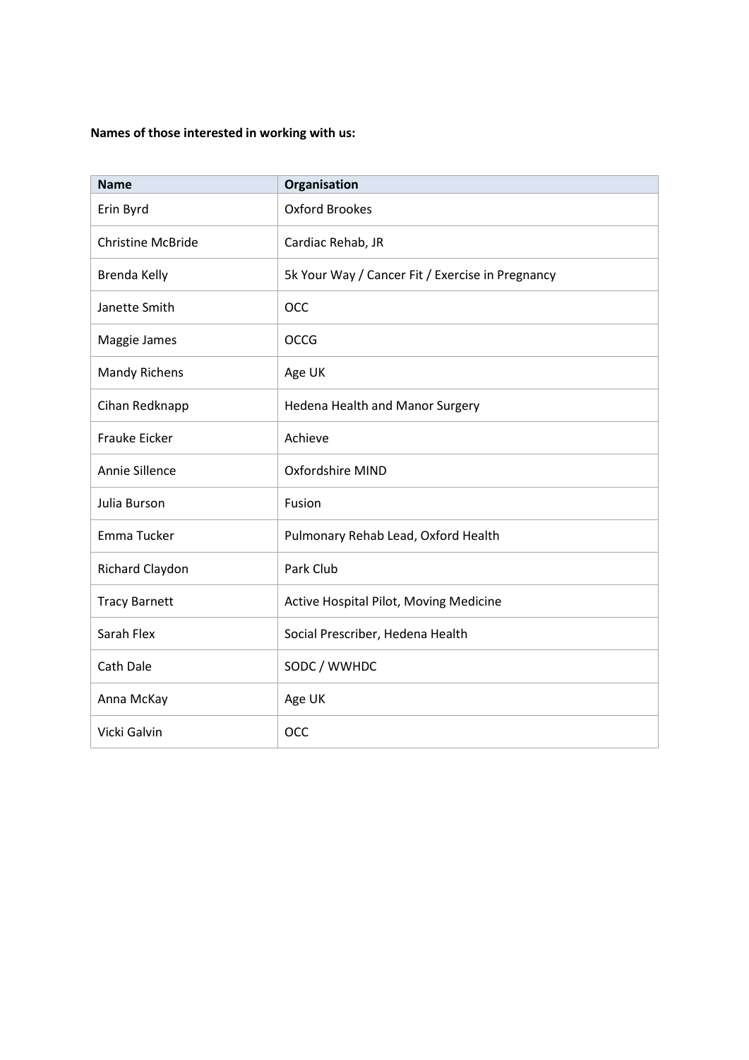**Names of those interested in working with us:**

| Name | Organisation |
|---|---|
| Erin Byrd | Oxford Brookes |
| Christine McBride | Cardiac Rehab, JR |
| Brenda Kelly | 5k Your Way / Cancer Fit / Exercise in Pregnancy |
| Janette Smith | OCC |
| Maggie James | OCCG |
| Mandy Richens | Age UK |
| Cihan Redknapp | Hedena Health and Manor Surgery |
| Frauke Eicker | Achieve |
| Annie Sillence | Oxfordshire MIND |
| Julia Burson | Fusion |
| Emma Tucker | Pulmonary Rehab Lead, Oxford Health |
| Richard Claydon | Park Club |
| Tracy Barnett | Active Hospital Pilot, Moving Medicine |
| Sarah Flex | Social Prescriber, Hedena Health |
| Cath Dale | SODC / WWHDC |
| Anna McKay | Age UK |
| Vicki Galvin | OCC |